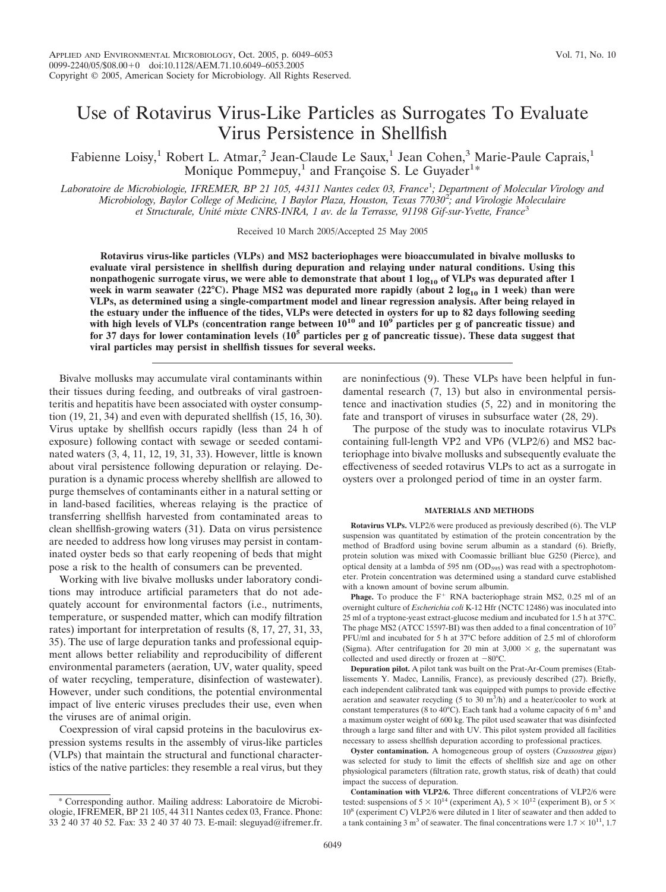# Use of Rotavirus Virus-Like Particles as Surrogates To Evaluate Virus Persistence in Shellfish

Fabienne Loisy,[1] Robert L. Atmar,[2] Jean-Claude Le Saux,[1] Jean Cohen,[3] Marie-Paule Caprais,[1] Monique Pommepuy,[1] and Françoise S. Le Guyader[1]*

*Laboratoire de Microbiologie, IFREMER, BP 21 105, 44311 Nantes cedex 03, France[1]; Department of Molecular Virology and Microbiology, Baylor College of Medicine, 1 Baylor Plaza, Houston, Texas 77030[2]; and Virologie Moleculaire et Structurale, Unité mixte CNRS-INRA, 1 av. de la Terrasse, 91198 Gif-sur-Yvette, France[3]*

Received 10 March 2005/Accepted 25 May 2005

**Rotavirus virus-like particles (VLPs) and MS2 bacteriophages were bioaccumulated in bivalve mollusks to evaluate viral persistence in shellfish during depuration and relaying under natural conditions. Using this nonpathogenic surrogate virus, we were able to demonstrate that about 1 $\log_{10}$ of VLPs was depurated after 1 week in warm seawater (22°C). Phage MS2 was depurated more rapidly (about 2 $\log_{10}$ in 1 week) than were VLPs, as determined using a single-compartment model and linear regression analysis. After being relayed in the estuary under the influence of the tides, VLPs were detected in oysters for up to 82 days following seeding with high levels of VLPs (concentration range between $10^{10}$ and $10^9$ particles per g of pancreatic tissue) and for 37 days for lower contamination levels ($10^5$ particles per g of pancreatic tissue). These data suggest that viral particles may persist in shellfish tissues for several weeks.**

Bivalve mollusks may accumulate viral contaminants within their tissues during feeding, and outbreaks of viral gastroenteritis and hepatitis have been associated with oyster consumption (19, 21, 34) and even with depurated shellfish (15, 16, 30). Virus uptake by shellfish occurs rapidly (less than 24 h of exposure) following contact with sewage or seeded contaminated waters (3, 4, 11, 12, 19, 31, 33). However, little is known about viral persistence following depuration or relaying. Depuration is a dynamic process whereby shellfish are allowed to purge themselves of contaminants either in a natural setting or in land-based facilities, whereas relaying is the practice of transferring shellfish harvested from contaminated areas to clean shellfish-growing waters (31). Data on virus persistence are needed to address how long viruses may persist in contaminated oyster beds so that early reopening of beds that might pose a risk to the health of consumers can be prevented.

Working with live bivalve mollusks under laboratory conditions may introduce artificial parameters that do not adequately account for environmental factors (i.e., nutriments, temperature, or suspended matter, which can modify filtration rates) important for interpretation of results (8, 17, 27, 31, 33, 35). The use of large depuration tanks and professional equipment allows better reliability and reproducibility of different environmental parameters (aeration, UV, water quality, speed of water recycling, temperature, disinfection of wastewater). However, under such conditions, the potential environmental impact of live enteric viruses precludes their use, even when the viruses are of animal origin.

Coexpression of viral capsid proteins in the baculovirus expression systems results in the assembly of virus-like particles (VLPs) that maintain the structural and functional characteristics of the native particles: they resemble a real virus, but they are noninfectious (9). These VLPs have been helpful in fundamental research (7, 13) but also in environmental persistence and inactivation studies (5, 22) and in monitoring the fate and transport of viruses in subsurface water (28, 29).

The purpose of the study was to inoculate rotavirus VLPs containing full-length VP2 and VP6 (VLP2/6) and MS2 bacteriophage into bivalve mollusks and subsequently evaluate the effectiveness of seeded rotavirus VLPs to act as a surrogate in oysters over a prolonged period of time in an oyster farm.

## MATERIALS AND METHODS

**Rotavirus VLPs.** VLP2/6 were produced as previously described (6). The VLP suspension was quantitated by estimation of the protein concentration by the method of Bradford using bovine serum albumin as a standard (6). Briefly, protein solution was mixed with Coomassie brilliant blue G250 (Pierce), and optical density at a lambda of 595 nm ($OD_{595}$) was read with a spectrophotometer. Protein concentration was determined using a standard curve established with a known amount of bovine serum albumin.

**Phage.** To produce the $F^+$ RNA bacteriophage strain MS2, 0.25 ml of an overnight culture of *Escherichia coli* K-12 Hfr (NCTC 12486) was inoculated into 25 ml of a tryptone-yeast extract-glucose medium and incubated for 1.5 h at 37°C. The phage MS2 (ATCC 15597-BI) was then added to a final concentration of $10^7$ PFU/ml and incubated for 5 h at 37°C before addition of 2.5 ml of chloroform (Sigma). After centrifugation for 20 min at 3,000 × *g*, the supernatant was collected and used directly or frozen at −80°C.

**Depuration pilot.** A pilot tank was built on the Prat-Ar-Coum premises (Etablissements Y. Madec, Lannilis, France), as previously described (27). Briefly, each independent calibrated tank was equipped with pumps to provide effective aeration and seawater recycling (5 to 30 $m^3$/h) and a heater/cooler to work at constant temperatures (8 to 40°C). Each tank had a volume capacity of 6 $m^3$ and a maximum oyster weight of 600 kg. The pilot used seawater that was disinfected through a large sand filter and with UV. This pilot system provided all facilities necessary to assess shellfish depuration according to professional practices.

**Oyster contamination.** A homogeneous group of oysters (*Crassostrea gigas*) was selected for study to limit the effects of shellfish size and age on other physiological parameters (filtration rate, growth status, risk of death) that could impact the success of depuration.

**Contamination with VLP2/6.** Three different concentrations of VLP2/6 were tested: suspensions of $5 \times 10^{14}$ (experiment A), $5 \times 10^{12}$ (experiment B), or $5 \times 10^8$ (experiment C) VLP2/6 were diluted in 1 liter of seawater and then added to a tank containing 3 $m^3$ of seawater. The final concentrations were $1.7 \times 10^{11}$, 1.7

\* Corresponding author. Mailing address: Laboratoire de Microbiologie, IFREMER, BP 21 105, 44 311 Nantes cedex 03, France. Phone: 33 2 40 37 40 52. Fax: 33 2 40 37 40 73. E-mail: sleguyad@ifremer.fr.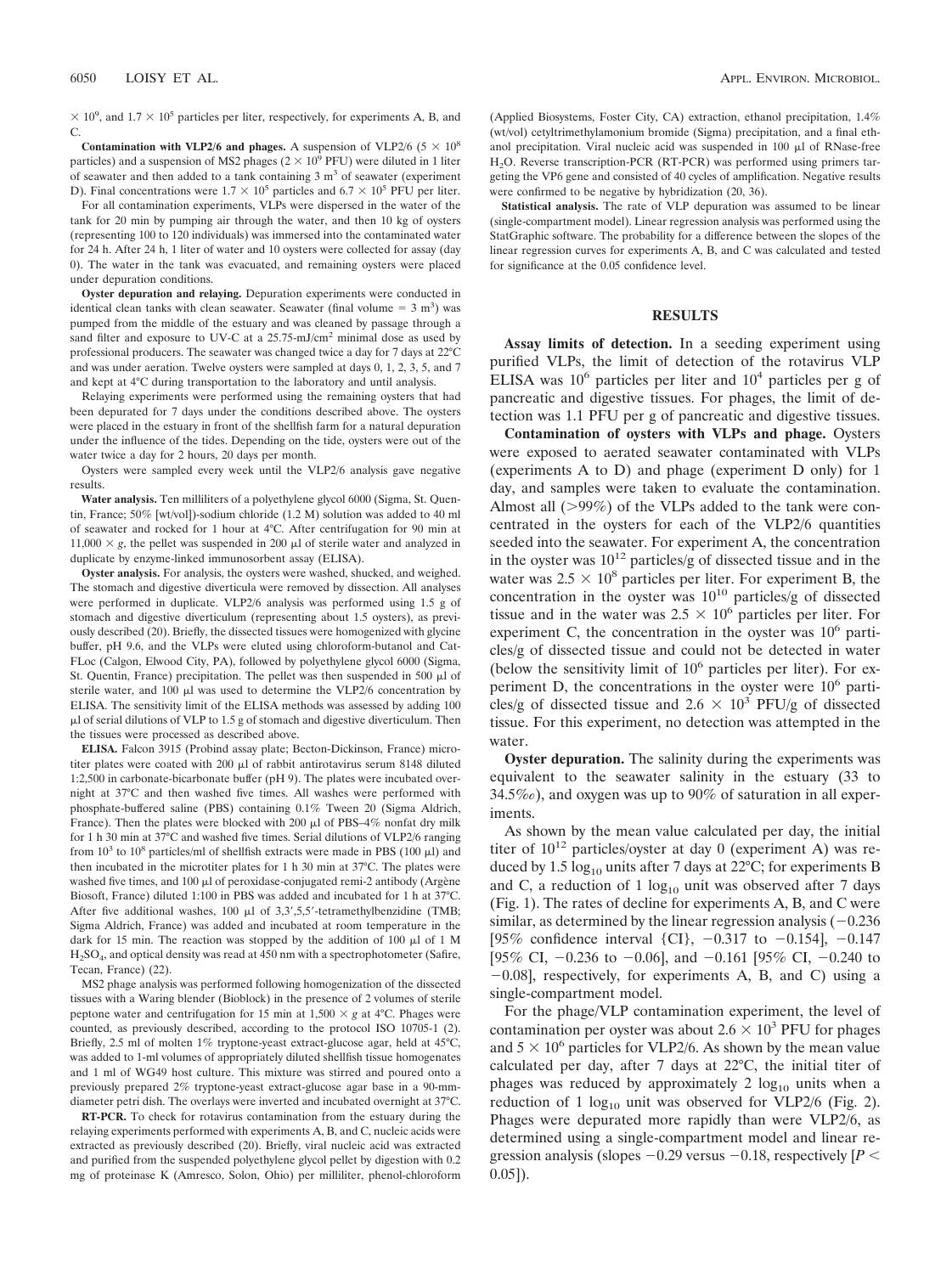$\times 10^9$, and $1.7 \times 10^5$ particles per liter, respectively, for experiments A, B, and C.

**Contamination with VLP2/6 and phages.** A suspension of VLP2/6 ($5 \times 10^8$ particles) and a suspension of MS2 phages ($2 \times 10^9$ PFU) were diluted in 1 liter of seawater and then added to a tank containing 3 $m^3$ of seawater (experiment D). Final concentrations were $1.7 \times 10^5$ particles and $6.7 \times 10^5$ PFU per liter.

For all contamination experiments, VLPs were dispersed in the water of the tank for 20 min by pumping air through the water, and then 10 kg of oysters (representing 100 to 120 individuals) was immersed into the contaminated water for 24 h. After 24 h, 1 liter of water and 10 oysters were collected for assay (day 0). The water in the tank was evacuated, and remaining oysters were placed under depuration conditions.

**Oyster depuration and relaying.** Depuration experiments were conducted in identical clean tanks with clean seawater. Seawater (final volume = 3 $m^3$) was pumped from the middle of the estuary and was cleaned by passage through a sand filter and exposure to UV-C at a 25.75-mJ/$cm^2$ minimal dose as used by professional producers. The seawater was changed twice a day for 7 days at 22°C and was under aeration. Twelve oysters were sampled at days 0, 1, 2, 3, 5, and 7 and kept at 4°C during transportation to the laboratory and until analysis.

Relaying experiments were performed using the remaining oysters that had been depurated for 7 days under the conditions described above. The oysters were placed in the estuary in front of the shellfish farm for a natural depuration under the influence of the tides. Depending on the tide, oysters were out of the water twice a day for 2 hours, 20 days per month.

Oysters were sampled every week until the VLP2/6 analysis gave negative results.

**Water analysis.** Ten milliliters of a polyethylene glycol 6000 (Sigma, St. Quentin, France; 50% [wt/vol])-sodium chloride (1.2 M) solution was added to 40 ml of seawater and rocked for 1 hour at 4°C. After centrifugation for 90 min at $11,000 \times g$, the pellet was suspended in 200 μl of sterile water and analyzed in duplicate by enzyme-linked immunosorbent assay (ELISA).

**Oyster analysis.** For analysis, the oysters were washed, shucked, and weighed. The stomach and digestive diverticula were removed by dissection. All analyses were performed in duplicate. VLP2/6 analysis was performed using 1.5 g of stomach and digestive diverticulum (representing about 1.5 oysters), as previously described (20). Briefly, the dissected tissues were homogenized with glycine buffer, pH 9.6, and the VLPs were eluted using chloroform-butanol and Cat-FLoc (Calgon, Elwood City, PA), followed by polyethylene glycol 6000 (Sigma, St. Quentin, France) precipitation. The pellet was then suspended in 500 μl of sterile water, and 100 μl was used to determine the VLP2/6 concentration by ELISA. The sensitivity limit of the ELISA methods was assessed by adding 100 μl of serial dilutions of VLP to 1.5 g of stomach and digestive diverticulum. Then the tissues were processed as described above.

**ELISA.** Falcon 3915 (Probind assay plate; Becton-Dickinson, France) microtiter plates were coated with 200 μl of rabbit antirotavirus serum 8148 diluted 1:2,500 in carbonate-bicarbonate buffer (pH 9). The plates were incubated overnight at 37°C and then washed five times. All washes were performed with phosphate-buffered saline (PBS) containing 0.1% Tween 20 (Sigma Aldrich, France). Then the plates were blocked with 200 μl of PBS–4% nonfat dry milk for 1 h 30 min at 37°C and washed five times. Serial dilutions of VLP2/6 ranging from $10^3$ to $10^8$ particles/ml of shellfish extracts were made in PBS (100 μl) and then incubated in the microtiter plates for 1 h 30 min at 37°C. The plates were washed five times, and 100 μl of peroxidase-conjugated remi-2 antibody (Argène Biosoft, France) diluted 1:100 in PBS was added and incubated for 1 h at 37°C. After five additional washes, 100 μl of 3,3′,5,5′-tetramethylbenzidine (TMB; Sigma Aldrich, France) was added and incubated at room temperature in the dark for 15 min. The reaction was stopped by the addition of 100 μl of 1 M $H_2SO_4$, and optical density was read at 450 nm with a spectrophotometer (Safire, Tecan, France) (22).

MS2 phage analysis was performed following homogenization of the dissected tissues with a Waring blender (Bioblock) in the presence of 2 volumes of sterile peptone water and centrifugation for 15 min at $1,500 \times g$ at 4°C. Phages were counted, as previously described, according to the protocol ISO 10705-1 (2). Briefly, 2.5 ml of molten 1% tryptone-yeast extract-glucose agar, held at 45°C, was added to 1-ml volumes of appropriately diluted shellfish tissue homogenates and 1 ml of WG49 host culture. This mixture was stirred and poured onto a previously prepared 2% tryptone-yeast extract-glucose agar base in a 90-mm-diameter petri dish. The overlays were inverted and incubated overnight at 37°C.

**RT-PCR.** To check for rotavirus contamination from the estuary during the relaying experiments performed with experiments A, B, and C, nucleic acids were extracted as previously described (20). Briefly, viral nucleic acid was extracted and purified from the suspended polyethylene glycol pellet by digestion with 0.2 mg of proteinase K (Amresco, Solon, Ohio) per milliliter, phenol-chloroform (Applied Biosystems, Foster City, CA) extraction, ethanol precipitation, 1.4% (wt/vol) cetyltrimethylamonium bromide (Sigma) precipitation, and a final ethanol precipitation. Viral nucleic acid was suspended in 100 μl of RNase-free $H_2O$. Reverse transcription-PCR (RT-PCR) was performed using primers targeting the VP6 gene and consisted of 40 cycles of amplification. Negative results were confirmed to be negative by hybridization (20, 36).

**Statistical analysis.** The rate of VLP depuration was assumed to be linear (single-compartment model). Linear regression analysis was performed using the StatGraphic software. The probability for a difference between the slopes of the linear regression curves for experiments A, B, and C was calculated and tested for significance at the 0.05 confidence level.

## RESULTS

**Assay limits of detection.** In a seeding experiment using purified VLPs, the limit of detection of the rotavirus VLP ELISA was $10^6$ particles per liter and $10^4$ particles per g of pancreatic and digestive tissues. For phages, the limit of detection was 1.1 PFU per g of pancreatic and digestive tissues.

**Contamination of oysters with VLPs and phage.** Oysters were exposed to aerated seawater contaminated with VLPs (experiments A to D) and phage (experiment D only) for 1 day, and samples were taken to evaluate the contamination. Almost all (>99%) of the VLPs added to the tank were concentrated in the oysters for each of the VLP2/6 quantities seeded into the seawater. For experiment A, the concentration in the oyster was $10^{12}$ particles/g of dissected tissue and in the water was $2.5 \times 10^8$ particles per liter. For experiment B, the concentration in the oyster was $10^{10}$ particles/g of dissected tissue and in the water was $2.5 \times 10^6$ particles per liter. For experiment C, the concentration in the oyster was $10^6$ particles/g of dissected tissue and could not be detected in water (below the sensitivity limit of $10^6$ particles per liter). For experiment D, the concentrations in the oyster were $10^6$ particles/g of dissected tissue and $2.6 \times 10^3$ PFU/g of dissected tissue. For this experiment, no detection was attempted in the water.

**Oyster depuration.** The salinity during the experiments was equivalent to the seawater salinity in the estuary (33 to 34.5‰), and oxygen was up to 90% of saturation in all experiments.

As shown by the mean value calculated per day, the initial titer of $10^{12}$ particles/oyster at day 0 (experiment A) was reduced by 1.5 $\log_{10}$ units after 7 days at 22°C; for experiments B and C, a reduction of 1 $\log_{10}$ unit was observed after 7 days (Fig. 1). The rates of decline for experiments A, B, and C were similar, as determined by the linear regression analysis (−0.236 [95% confidence interval {CI}, −0.317 to −0.154], −0.147 [95% CI, −0.236 to −0.06], and −0.161 [95% CI, −0.240 to −0.08], respectively, for experiments A, B, and C) using a single-compartment model.

For the phage/VLP contamination experiment, the level of contamination per oyster was about $2.6 \times 10^3$ PFU for phages and $5 \times 10^6$ particles for VLP2/6. As shown by the mean value calculated per day, after 7 days at 22°C, the initial titer of phages was reduced by approximately 2 $\log_{10}$ units when a reduction of 1 $\log_{10}$ unit was observed for VLP2/6 (Fig. 2). Phages were depurated more rapidly than were VLP2/6, as determined using a single-compartment model and linear regression analysis (slopes −0.29 versus −0.18, respectively [$P < 0.05$]).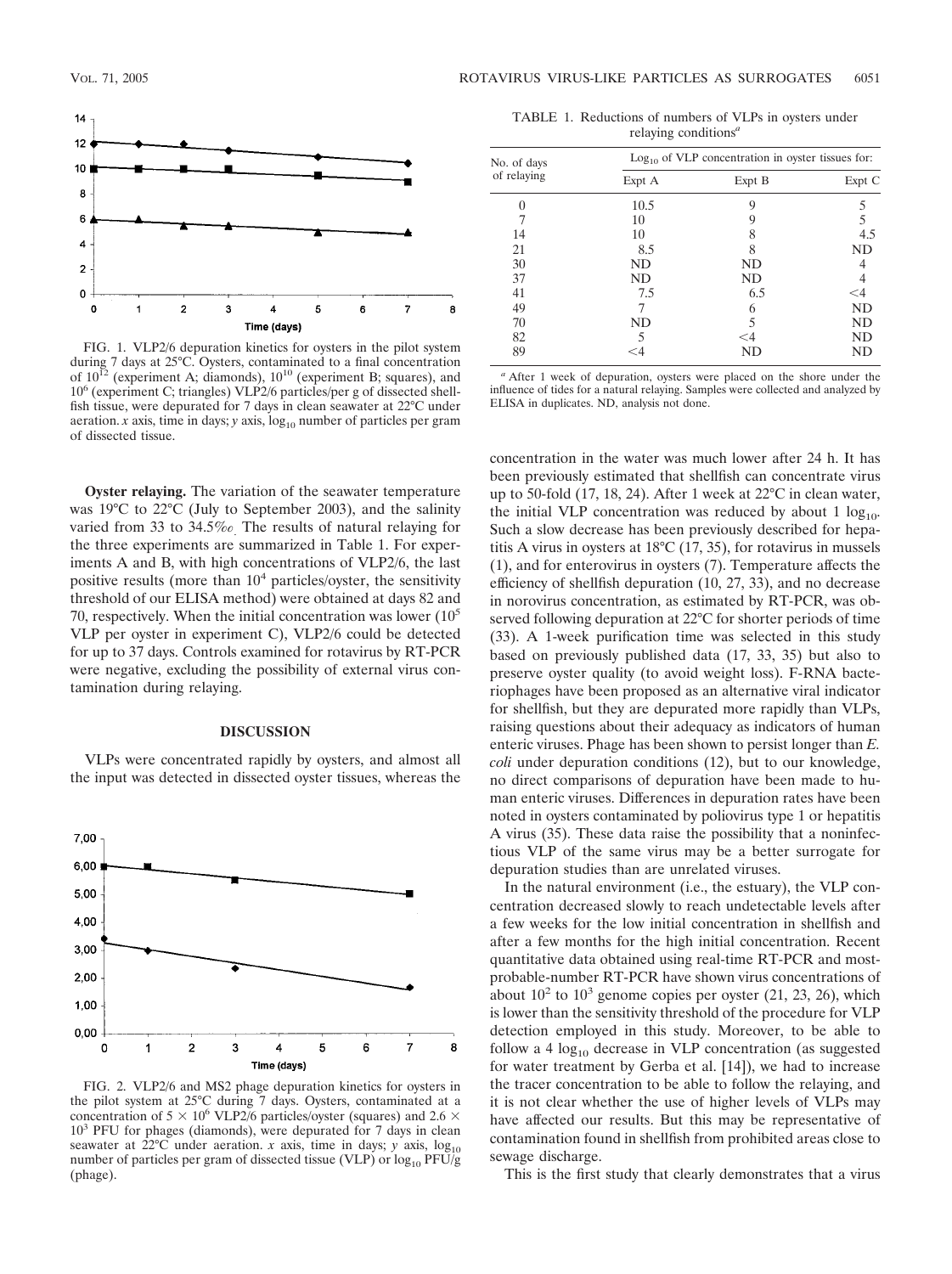FIG. 1. VLP2/6 depuration kinetics for oysters in the pilot system during 7 days at 25°C. Oysters, contaminated to a final concentration of $10^{12}$ (experiment A; diamonds), $10^{10}$ (experiment B; squares), and $10^{6}$ (experiment C; triangles) VLP2/6 particles/per g of dissected shellfish tissue, were depurated for 7 days in clean seawater at 22°C under aeration. *x* axis, time in days; *y* axis, $\log_{10}$ number of particles per gram of dissected tissue.

**Oyster relaying.** The variation of the seawater temperature was 19°C to 22°C (July to September 2003), and the salinity varied from 33 to 34.5‰. The results of natural relaying for the three experiments are summarized in Table 1. For experiments A and B, with high concentrations of VLP2/6, the last positive results (more than $10^4$ particles/oyster, the sensitivity threshold of our ELISA method) were obtained at days 82 and 70, respectively. When the initial concentration was lower ($10^5$ VLP per oyster in experiment C), VLP2/6 could be detected for up to 37 days. Controls examined for rotavirus by RT-PCR were negative, excluding the possibility of external virus contamination during relaying.

## DISCUSSION

VLPs were concentrated rapidly by oysters, and almost all the input was detected in dissected oyster tissues, whereas the concentration in the water was much lower after 24 h. It has been previously estimated that shellfish can concentrate virus up to 50-fold (17, 18, 24). After 1 week at 22°C in clean water, the initial VLP concentration was reduced by about 1 $\log_{10}$. Such a slow decrease has been previously described for hepatitis A virus in oysters at 18°C (17, 35), for rotavirus in mussels (1), and for enterovirus in oysters (7). Temperature affects the efficiency of shellfish depuration (10, 27, 33), and no decrease in norovirus concentration, as estimated by RT-PCR, was observed following depuration at 22°C for shorter periods of time (33). A 1-week purification time was selected in this study based on previously published data (17, 33, 35) but also to preserve oyster quality (to avoid weight loss). F-RNA bacteriophages have been proposed as an alternative viral indicator for shellfish, but they are depurated more rapidly than VLPs, raising questions about their adequacy as indicators of human enteric viruses. Phage has been shown to persist longer than *E. coli* under depuration conditions (12), but to our knowledge, no direct comparisons of depuration have been made to human enteric viruses. Differences in depuration rates have been noted in oysters contaminated by poliovirus type 1 or hepatitis A virus (35). These data raise the possibility that a noninfectious VLP of the same virus may be a better surrogate for depuration studies than are unrelated viruses.

In the natural environment (i.e., the estuary), the VLP concentration decreased slowly to reach undetectable levels after a few weeks for the low initial concentration in shellfish and after a few months for the high initial concentration. Recent quantitative data obtained using real-time RT-PCR and most-probable-number RT-PCR have shown virus concentrations of about $10^2$ to $10^3$ genome copies per oyster (21, 23, 26), which is lower than the sensitivity threshold of the procedure for VLP detection employed in this study. Moreover, to be able to follow a 4 $\log_{10}$ decrease in VLP concentration (as suggested for water treatment by Gerba et al. [14]), we had to increase the tracer concentration to be able to follow the relaying, and it is not clear whether the use of higher levels of VLPs may have affected our results. But this may be representative of contamination found in shellfish from prohibited areas close to sewage discharge.

This is the first study that clearly demonstrates that a virus

FIG. 2. VLP2/6 and MS2 phage depuration kinetics for oysters in the pilot system at 25°C during 7 days. Oysters, contaminated at a concentration of $5 \times 10^6$ VLP2/6 particles/oyster (squares) and $2.6 \times 10^3$ PFU for phages (diamonds), were depurated for 7 days in clean seawater at 22°C under aeration. *x* axis, time in days; *y* axis, $\log_{10}$ number of particles per gram of dissected tissue (VLP) or $\log_{10}$ PFU/g (phage).

TABLE 1. Reductions of numbers of VLPs in oysters under relaying conditions[a]

| No. of days of relaying | $\log_{10}$ of VLP concentration in oyster tissues for: | | |
|---|---|---|---|
| | Expt A | Expt B | Expt C |
| 0 | 10.5 | 9 | 5 |
| 7 | 10 | 9 | 5 |
| 14 | 10 | 8 | 4.5 |
| 21 | 8.5 | 8 | ND |
| 30 | ND | ND | 4 |
| 37 | ND | ND | 4 |
| 41 | 7.5 | 6.5 | <4 |
| 49 | 7 | 6 | ND |
| 70 | ND | 5 | ND |
| 82 | 5 | <4 | ND |
| 89 | <4 | ND | ND |

[a] After 1 week of depuration, oysters were placed on the shore under the influence of tides for a natural relaying. Samples were collected and analyzed by ELISA in duplicates. ND, analysis not done.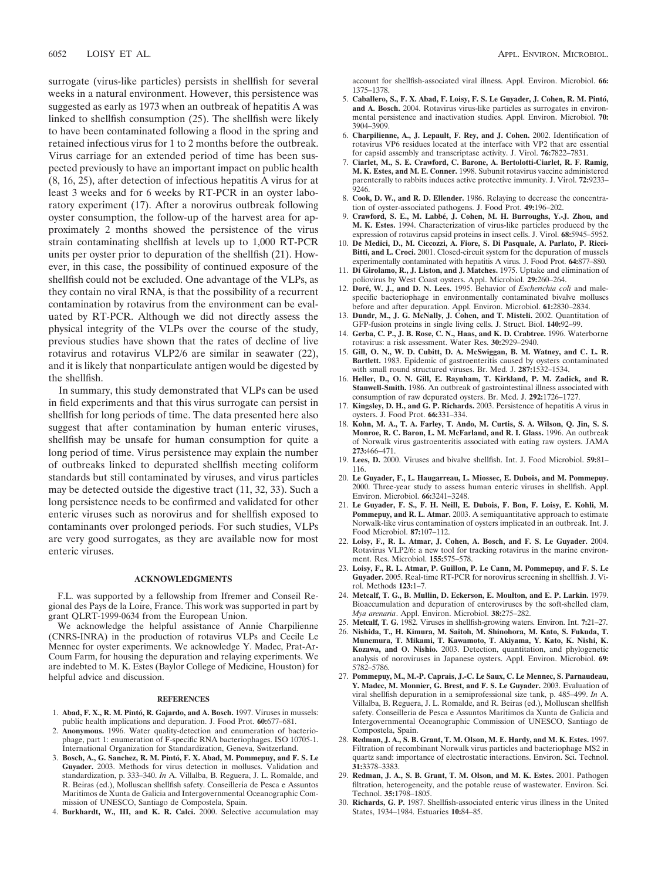surrogate (virus-like particles) persists in shellfish for several weeks in a natural environment. However, this persistence was suggested as early as 1973 when an outbreak of hepatitis A was linked to shellfish consumption (25). The shellfish were likely to have been contaminated following a flood in the spring and retained infectious virus for 1 to 2 months before the outbreak. Virus carriage for an extended period of time has been suspected previously to have an important impact on public health (8, 16, 25), after detection of infectious hepatitis A virus for at least 3 weeks and for 6 weeks by RT-PCR in an oyster laboratory experiment (17). After a norovirus outbreak following oyster consumption, the follow-up of the harvest area for approximately 2 months showed the persistence of the virus strain contaminating shellfish at levels up to 1,000 RT-PCR units per oyster prior to depuration of the shellfish (21). However, in this case, the possibility of continued exposure of the shellfish could not be excluded. One advantage of the VLPs, as they contain no viral RNA, is that the possibility of a recurrent contamination by rotavirus from the environment can be evaluated by RT-PCR. Although we did not directly assess the physical integrity of the VLPs over the course of the study, previous studies have shown that the rates of decline of live rotavirus and rotavirus VLP2/6 are similar in seawater (22), and it is likely that nonparticulate antigen would be digested by the shellfish.

In summary, this study demonstrated that VLPs can be used in field experiments and that this virus surrogate can persist in shellfish for long periods of time. The data presented here also suggest that after contamination by human enteric viruses, shellfish may be unsafe for human consumption for quite a long period of time. Virus persistence may explain the number of outbreaks linked to depurated shellfish meeting coliform standards but still contaminated by viruses, and virus particles may be detected outside the digestive tract (11, 32, 33). Such a long persistence needs to be confirmed and validated for other enteric viruses such as norovirus and for shellfish exposed to contaminants over prolonged periods. For such studies, VLPs are very good surrogates, as they are available now for most enteric viruses.

## ACKNOWLEDGMENTS

F.L. was supported by a fellowship from Ifremer and Conseil Regional des Pays de la Loire, France. This work was supported in part by grant QLRT-1999-0634 from the European Union.

We acknowledge the helpful assistance of Annie Charpilienne (CNRS-INRA) in the production of rotavirus VLPs and Cecile Le Mennec for oyster experiments. We acknowledge Y. Madec, Prat-Ar-Coum Farm, for housing the depuration and relaying experiments. We are indebted to M. K. Estes (Baylor College of Medicine, Houston) for helpful advice and discussion.

## REFERENCES

1. **Abad, F. X., R. M. Pintó, R. Gajardo, and A. Bosch.** 1997. Viruses in mussels: public health implications and depuration. J. Food Prot. **60:**677–681.
2. **Anonymous.** 1996. Water quality-detection and enumeration of bacteriophage, part 1: enumeration of F-specific RNA bacteriophages. ISO 10705-1. International Organization for Standardization, Geneva, Switzerland.
3. **Bosch, A., G. Sanchez, R. M. Pintó, F. X. Abad, M. Pommepuy, and F. S. Le Guyader.** 2003. Methods for virus detection in molluscs. Validation and standardization, p. 333–340. *In* A. Villalba, B. Reguera, J. L. Romalde, and R. Beiras (ed.), Molluscan shellfish safety. Conseilleria de Pesca e Assuntos Maritimos de Xunta de Galicia and Intergovernmental Oceanographic Commission of UNESCO, Santiago de Compostela, Spain.
4. **Burkhardt, W., III, and K. R. Calci.** 2000. Selective accumulation may account for shellfish-associated viral illness. Appl. Environ. Microbiol. **66:** 1375–1378.
5. **Caballero, S., F. X. Abad, F. Loisy, F. S. Le Guyader, J. Cohen, R. M. Pintó, and A. Bosch.** 2004. Rotavirus virus-like particles as surrogates in environmental persistence and inactivation studies. Appl. Environ. Microbiol. **70:** 3904–3909.
6. **Charpilienne, A., J. Lepault, F. Rey, and J. Cohen.** 2002. Identification of rotavirus VP6 residues located at the interface with VP2 that are essential for capsid assembly and transcriptase activity. J. Virol. **76:**7822–7831.
7. **Ciarlet, M., S. E. Crawford, C. Barone, A. Bertolotti-Ciarlet, R. F. Ramig, M. K. Estes, and M. E. Conner.** 1998. Subunit rotavirus vaccine administered parenterally to rabbits induces active protective immunity. J. Virol. **72:**9233–9246.
8. **Cook, D. W., and R. D. Ellender.** 1986. Relaying to decrease the concentration of oyster-associated pathogens. J. Food Prot. **49:**196–202.
9. **Crawford, S. E., M. Labbé, J. Cohen, M. H. Burroughs, Y.-J. Zhou, and M. K. Estes.** 1994. Characterization of virus-like particles produced by the expression of rotavirus capsid proteins in insect cells. J. Virol. **68:**5945–5952.
10. **De Medici, D., M. Ciccozzi, A. Fiore, S. Di Pasquale, A. Parlato, P. Ricci-Bitti, and L. Croci.** 2001. Closed-circuit system for the depuration of mussels experimentally contaminated with hepatitis A virus. J. Food Prot. **64:**877–880.
11. **Di Girolamo, R., J. Liston, and J. Matches.** 1975. Uptake and elimination of poliovirus by West Coast oysters. Appl. Microbiol. **29:**260–264.
12. **Doré, W. J., and D. N. Lees.** 1995. Behavior of *Escherichia coli* and male-specific bacteriophage in environmentally contaminated bivalve molluscs before and after depuration. Appl. Environ. Microbiol. **61:**2830–2834.
13. **Dundr, M., J. G. McNally, J. Cohen, and T. Misteli.** 2002. Quantitation of GFP-fusion proteins in single living cells. J. Struct. Biol. **140:**92–99.
14. **Gerba, C. P., J. B. Rose, C. N., Haas, and K. D. Crabtree.** 1996. Waterborne rotavirus: a risk assessment. Water Res. **30:**2929–2940.
15. **Gill, O. N., W. D. Cubitt, D. A. McSwiggan, B. M. Watney, and C. L. R. Bartlett.** 1983. Epidemic of gastroenteritis caused by oysters contaminated with small round structured viruses. Br. Med. J. **287:**1532–1534.
16. **Heller, D., O. N. Gill, E. Raynham, T. Kirkland, P. M. Zadick, and R. Stanwell-Smith.** 1986. An outbreak of gastrointestinal illness associated with consumption of raw depurated oysters. Br. Med. J. **292:**1726–1727.
17. **Kingsley, D. H., and G. P. Richards.** 2003. Persistence of hepatitis A virus in oysters. J. Food Prot. **66:**331–334.
18. **Kohn, M. A., T. A. Farley, T. Ando, M. Curtis, S. A. Wilson, Q. Jin, S. S. Monroe, R. C. Baron, L. M. McFarland, and R. I. Glass.** 1996. An outbreak of Norwalk virus gastroenteritis associated with eating raw oysters. JAMA **273:**466–471.
19. **Lees, D.** 2000. Viruses and bivalve shellfish. Int. J. Food Microbiol. **59:**81–116.
20. **Le Guyader, F., L. Haugarreau, L. Miossec, E. Dubois, and M. Pommepuy.** 2000. Three-year study to assess human enteric viruses in shellfish. Appl. Environ. Microbiol. **66:**3241–3248.
21. **Le Guyader, F. S., F. H. Neill, E. Dubois, F. Bon, F. Loisy, E. Kohli, M. Pommepuy, and R. L. Atmar.** 2003. A semiquantitative approach to estimate Norwalk-like virus contamination of oysters implicated in an outbreak. Int. J. Food Microbiol. **87:**107–112.
22. **Loisy, F., R. L. Atmar, J. Cohen, A. Bosch, and F. S. Le Guyader.** 2004. Rotavirus VLP2/6: a new tool for tracking rotavirus in the marine environment. Res. Microbiol. **155:**575–578.
23. **Loisy, F., R. L. Atmar, P. Guillon, P. Le Cann, M. Pommepuy, and F. S. Le Guyader.** 2005. Real-time RT-PCR for norovirus screening in shellfish. J. Virol. Methods **123:**1–7.
24. **Metcalf, T. G., B. Mullin, D. Eckerson, E. Moulton, and E. P. Larkin.** 1979. Bioaccumulation and depuration of enteroviruses by the soft-shelled clam, *Mya arenaria*. Appl. Environ. Microbiol. **38:**275–282.
25. **Metcalf, T. G.** 1982. Viruses in shellfish-growing waters. Environ. Int. **7:**21–27.
26. **Nishida, T., H. Kimura, M. Saitoh, M. Shinohora, M. Kato, S. Fukuda, T. Munemura, T. Mikami, T. Kawamoto, T. Akiyama, Y. Kato, K. Nishi, K. Kozawa, and O. Nishio.** 2003. Detection, quantitation, and phylogenetic analysis of noroviruses in Japanese oysters. Appl. Environ. Microbiol. **69:** 5782–5786.
27. **Pommepuy, M., M.-P. Caprais, J.-C. Le Saux, C. Le Mennec, S. Parnaudeau, Y. Madec, M. Monnier, G. Brest, and F. S. Le Guyader.** 2003. Evaluation of viral shellfish depuration in a semiprofessional size tank, p. 485–499. *In* A. Villalba, B. Reguera, J. L. Romalde, and R. Beiras (ed.), Molluscan shellfish safety. Conseilleria de Pesca e Assuntos Maritimos da Xunta de Galicia and Intergovernmental Oceanographic Commission of UNESCO, Santiago de Compostela, Spain.
28. **Redman, J. A., S. B. Grant, T. M. Olson, M. E. Hardy, and M. K. Estes.** 1997. Filtration of recombinant Norwalk virus particles and bacteriophage MS2 in quartz sand: importance of electrostatic interactions. Environ. Sci. Technol. **31:**3378–3383.
29. **Redman, J. A., S. B. Grant, T. M. Olson, and M. K. Estes.** 2001. Pathogen filtration, heterogeneity, and the potable reuse of wastewater. Environ. Sci. Technol. **35:**1798–1805.
30. **Richards, G. P.** 1987. Shellfish-associated enteric virus illness in the United States, 1934–1984. Estuaries **10:**84–85.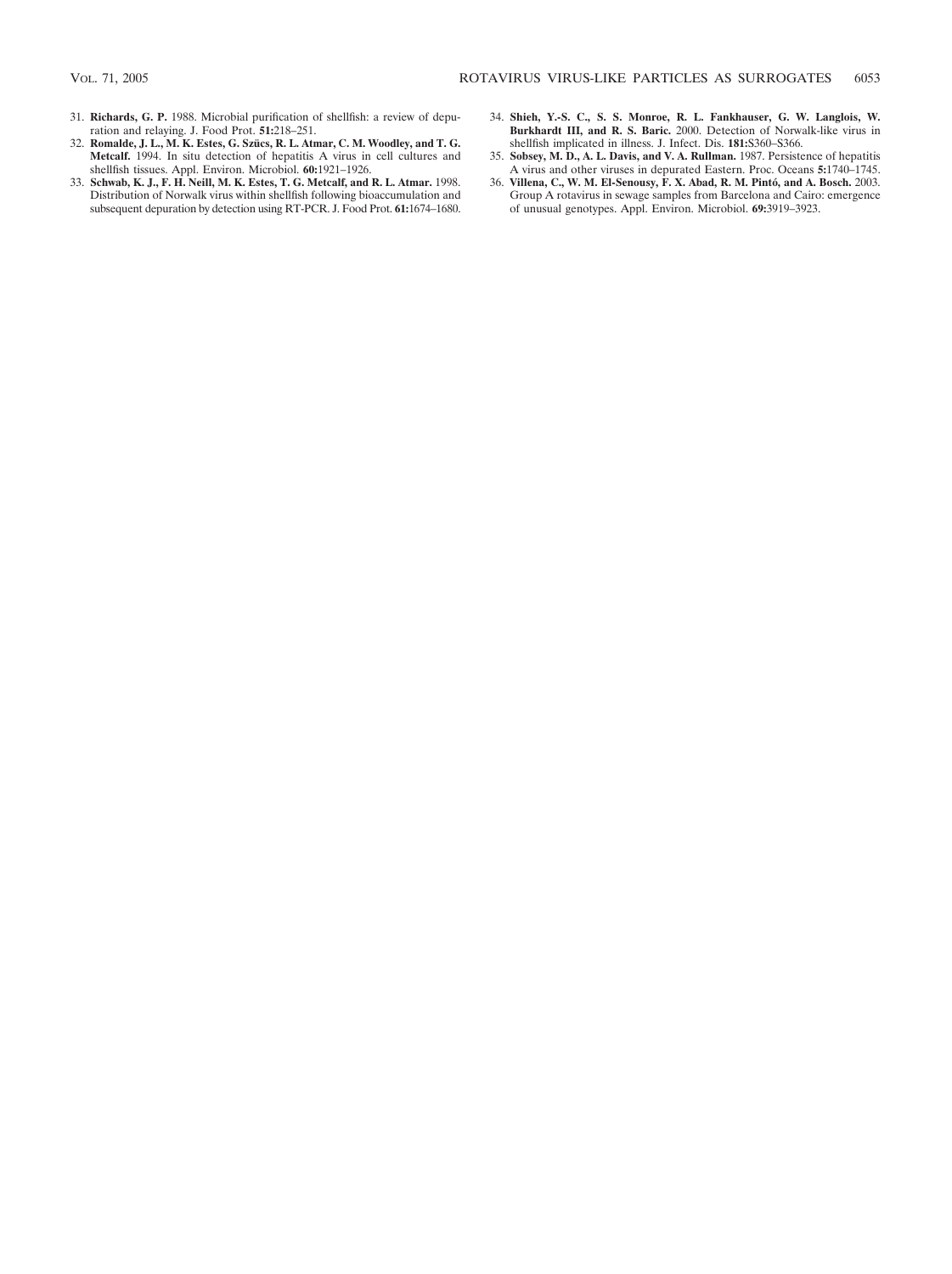31. **Richards, G. P.** 1988. Microbial purification of shellfish: a review of depuration and relaying. J. Food Prot. **51:**218–251.
32. **Romalde, J. L., M. K. Estes, G. Szücs, R. L. Atmar, C. M. Woodley, and T. G. Metcalf.** 1994. In situ detection of hepatitis A virus in cell cultures and shellfish tissues. Appl. Environ. Microbiol. **60:**1921–1926.
33. **Schwab, K. J., F. H. Neill, M. K. Estes, T. G. Metcalf, and R. L. Atmar.** 1998. Distribution of Norwalk virus within shellfish following bioaccumulation and subsequent depuration by detection using RT-PCR. J. Food Prot. **61:**1674–1680.
34. **Shieh, Y.-S. C., S. S. Monroe, R. L. Fankhauser, G. W. Langlois, W. Burkhardt III, and R. S. Baric.** 2000. Detection of Norwalk-like virus in shellfish implicated in illness. J. Infect. Dis. **181:**S360–S366.
35. **Sobsey, M. D., A. L. Davis, and V. A. Rullman.** 1987. Persistence of hepatitis A virus and other viruses in depurated Eastern. Proc. Oceans **5:**1740–1745.
36. **Villena, C., W. M. El-Senousy, F. X. Abad, R. M. Pintó, and A. Bosch.** 2003. Group A rotavirus in sewage samples from Barcelona and Cairo: emergence of unusual genotypes. Appl. Environ. Microbiol. **69:**3919–3923.